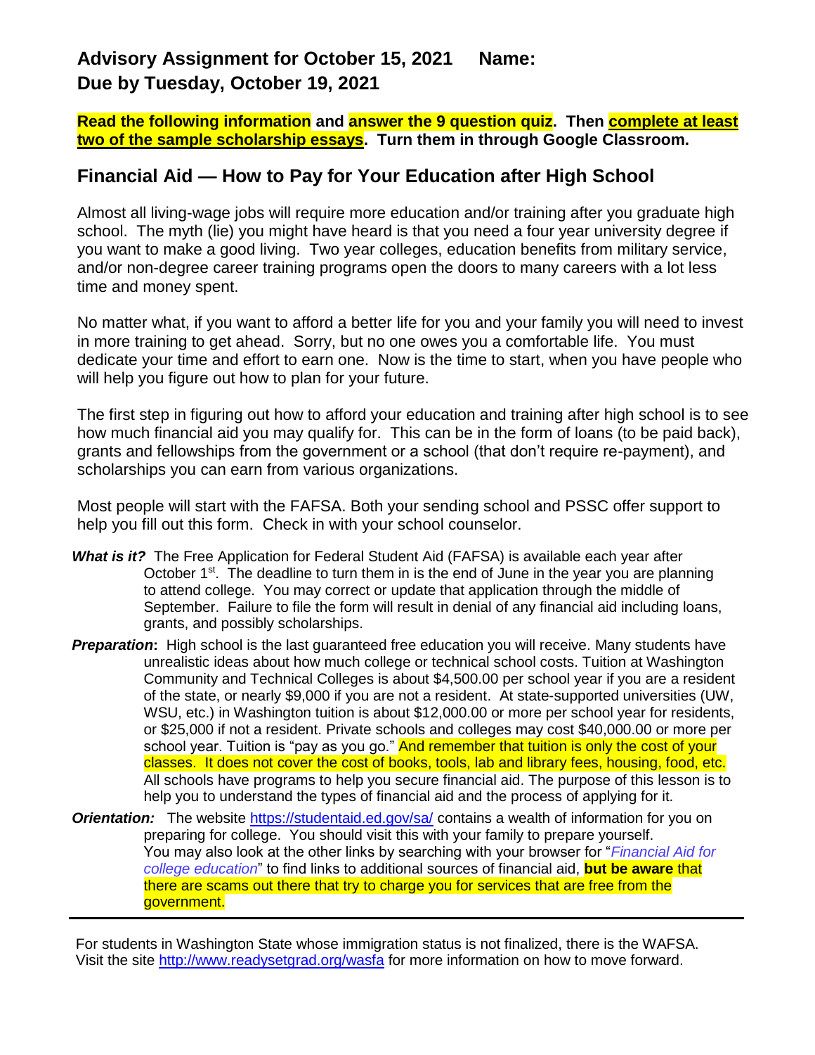## Advisory Assignment for October 15, 2021 Name:
## Due by Tuesday, October 19, 2021

**Read the following information and answer the 9 question quiz. Then complete at least two of the sample scholarship essays. Turn them in through Google Classroom.**

## Financial Aid — How to Pay for Your Education after High School

Almost all living-wage jobs will require more education and/or training after you graduate high school. The myth (lie) you might have heard is that you need a four year university degree if you want to make a good living. Two year colleges, education benefits from military service, and/or non-degree career training programs open the doors to many careers with a lot less time and money spent.

No matter what, if you want to afford a better life for you and your family you will need to invest in more training to get ahead. Sorry, but no one owes you a comfortable life. You must dedicate your time and effort to earn one. Now is the time to start, when you have people who will help you figure out how to plan for your future.

The first step in figuring out how to afford your education and training after high school is to see how much financial aid you may qualify for. This can be in the form of loans (to be paid back), grants and fellowships from the government or a school (that don't require re-payment), and scholarships you can earn from various organizations.

Most people will start with the FAFSA. Both your sending school and PSSC offer support to help you fill out this form. Check in with your school counselor.

***What is it?*** The Free Application for Federal Student Aid (FAFSA) is available each year after October 1st. The deadline to turn them in is the end of June in the year you are planning to attend college. You may correct or update that application through the middle of September. Failure to file the form will result in denial of any financial aid including loans, grants, and possibly scholarships.

***Preparation*:** High school is the last guaranteed free education you will receive. Many students have unrealistic ideas about how much college or technical school costs. Tuition at Washington Community and Technical Colleges is about $4,500.00 per school year if you are a resident of the state, or nearly $9,000 if you are not a resident. At state-supported universities (UW, WSU, etc.) in Washington tuition is about $12,000.00 or more per school year for residents, or $25,000 if not a resident. Private schools and colleges may cost $40,000.00 or more per school year. Tuition is "pay as you go." And remember that tuition is only the cost of your classes. It does not cover the cost of books, tools, lab and library fees, housing, food, etc. All schools have programs to help you secure financial aid. The purpose of this lesson is to help you to understand the types of financial aid and the process of applying for it.

***Orientation:*** The website https://studentaid.ed.gov/sa/ contains a wealth of information for you on preparing for college. You should visit this with your family to prepare yourself. You may also look at the other links by searching with your browser for "*Financial Aid for college education*" to find links to additional sources of financial aid, **but be aware** that there are scams out there that try to charge you for services that are free from the government.

---

For students in Washington State whose immigration status is not finalized, there is the WAFSA. Visit the site http://www.readysetgrad.org/wasfa for more information on how to move forward.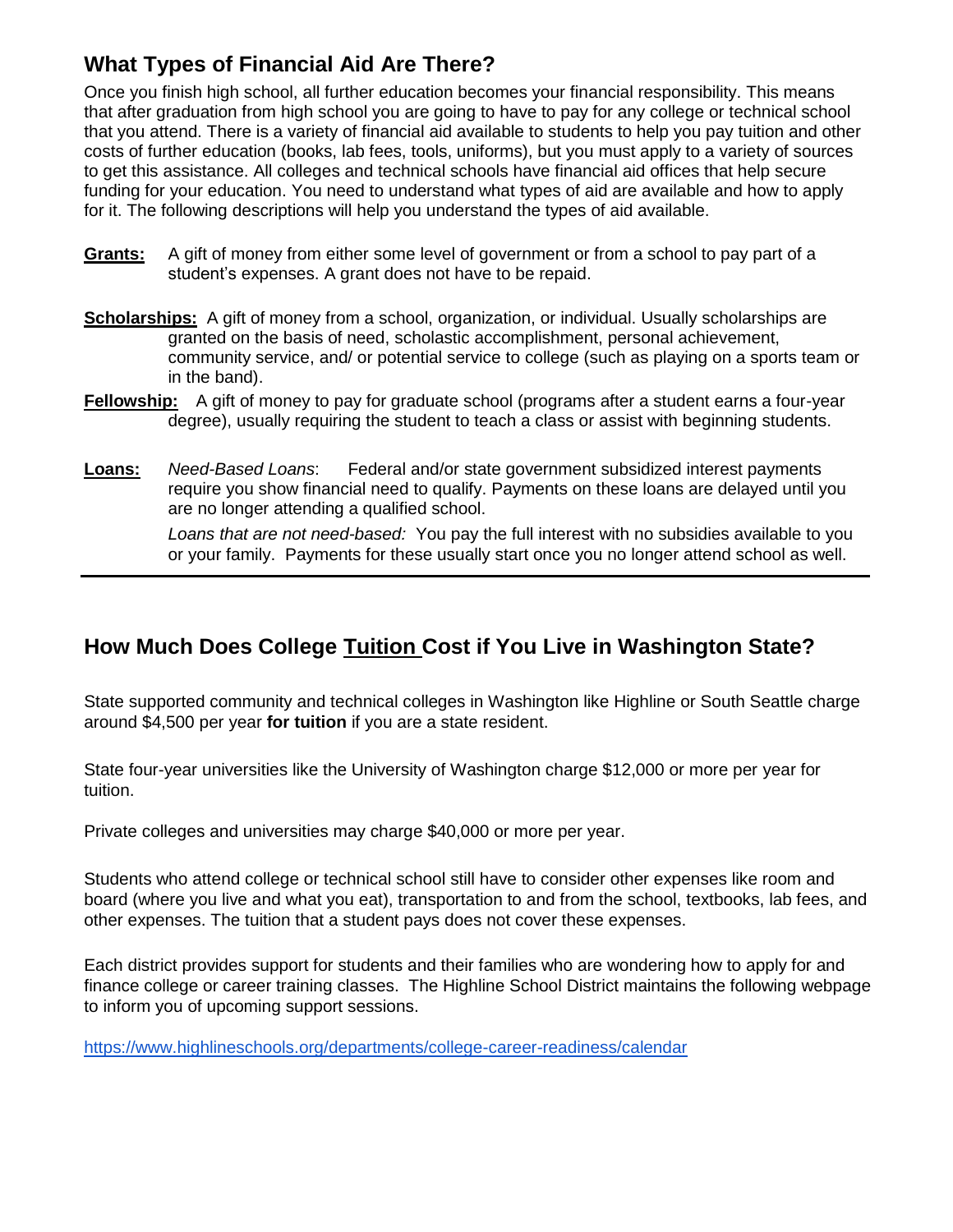## What Types of Financial Aid Are There?

Once you finish high school, all further education becomes your financial responsibility. This means that after graduation from high school you are going to have to pay for any college or technical school that you attend. There is a variety of financial aid available to students to help you pay tuition and other costs of further education (books, lab fees, tools, uniforms), but you must apply to a variety of sources to get this assistance. All colleges and technical schools have financial aid offices that help secure funding for your education. You need to understand what types of aid are available and how to apply for it. The following descriptions will help you understand the types of aid available.

**Grants:** A gift of money from either some level of government or from a school to pay part of a student's expenses. A grant does not have to be repaid.

**Scholarships:** A gift of money from a school, organization, or individual. Usually scholarships are granted on the basis of need, scholastic accomplishment, personal achievement, community service, and/ or potential service to college (such as playing on a sports team or in the band).

**Fellowship:** A gift of money to pay for graduate school (programs after a student earns a four-year degree), usually requiring the student to teach a class or assist with beginning students.

**Loans:** *Need-Based Loans*: Federal and/or state government subsidized interest payments require you show financial need to qualify. Payments on these loans are delayed until you are no longer attending a qualified school.

*Loans that are not need-based:* You pay the full interest with no subsidies available to you or your family. Payments for these usually start once you no longer attend school as well.

---

## How Much Does College Tuition Cost if You Live in Washington State?

State supported community and technical colleges in Washington like Highline or South Seattle charge around $4,500 per year **for tuition** if you are a state resident.

State four-year universities like the University of Washington charge $12,000 or more per year for tuition.

Private colleges and universities may charge $40,000 or more per year.

Students who attend college or technical school still have to consider other expenses like room and board (where you live and what you eat), transportation to and from the school, textbooks, lab fees, and other expenses. The tuition that a student pays does not cover these expenses.

Each district provides support for students and their families who are wondering how to apply for and finance college or career training classes. The Highline School District maintains the following webpage to inform you of upcoming support sessions.

https://www.highlineschools.org/departments/college-career-readiness/calendar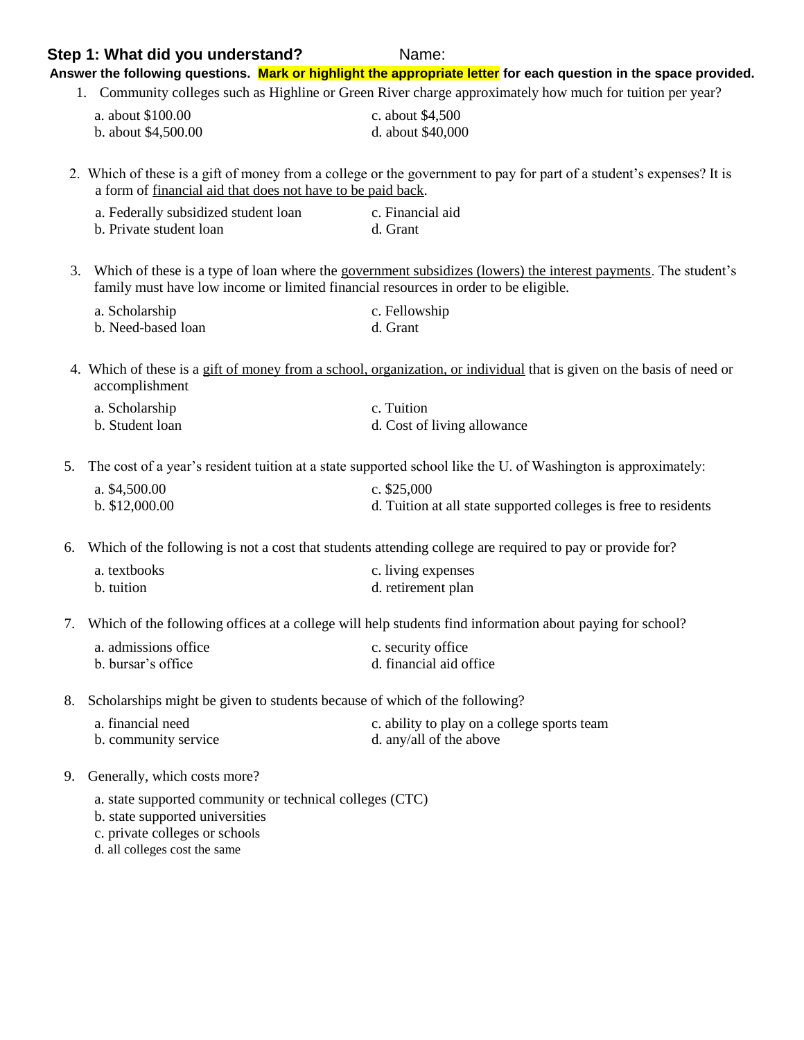## Step 1: What did you understand? Name:

**Answer the following questions. Mark or highlight the appropriate letter for each question in the space provided.**

1. Community colleges such as Highline or Green River charge approximately how much for tuition per year?

   a. about $100.00
   b. about $4,500.00
   c. about $4,500
   d. about $40,000

2. Which of these is a gift of money from a college or the government to pay for part of a student's expenses? It is a form of <u>financial aid that does not have to be paid back</u>.

   a. Federally subsidized student loan
   b. Private student loan
   c. Financial aid
   d. Grant

3. Which of these is a type of loan where the <u>government subsidizes (lowers) the interest payments</u>. The student's family must have low income or limited financial resources in order to be eligible.

   a. Scholarship
   b. Need-based loan
   c. Fellowship
   d. Grant

4. Which of these is a <u>gift of money from a school, organization, or individual</u> that is given on the basis of need or accomplishment

   a. Scholarship
   b. Student loan
   c. Tuition
   d. Cost of living allowance

5. The cost of a year's resident tuition at a state supported school like the U. of Washington is approximately:

   a. $4,500.00
   b. $12,000.00
   c. $25,000
   d. Tuition at all state supported colleges is free to residents

6. Which of the following is not a cost that students attending college are required to pay or provide for?

   a. textbooks
   b. tuition
   c. living expenses
   d. retirement plan

7. Which of the following offices at a college will help students find information about paying for school?

   a. admissions office
   b. bursar's office
   c. security office
   d. financial aid office

8. Scholarships might be given to students because of which of the following?

   a. financial need
   b. community service
   c. ability to play on a college sports team
   d. any/all of the above

9. Generally, which costs more?

   a. state supported community or technical colleges (CTC)
   b. state supported universities
   c. private colleges or schools
   d. all colleges cost the same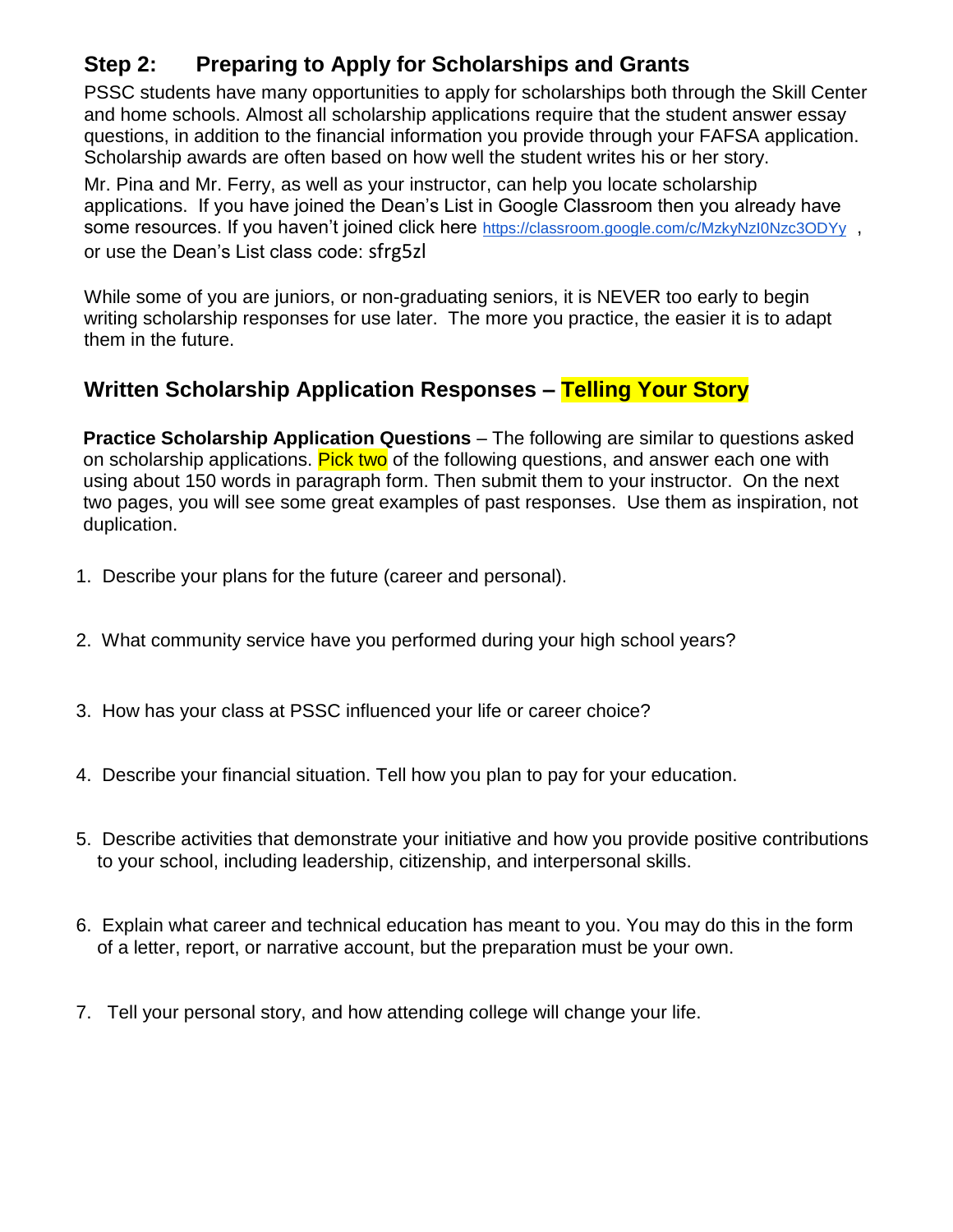## Step 2: Preparing to Apply for Scholarships and Grants

PSSC students have many opportunities to apply for scholarships both through the Skill Center and home schools. Almost all scholarship applications require that the student answer essay questions, in addition to the financial information you provide through your FAFSA application. Scholarship awards are often based on how well the student writes his or her story.

Mr. Pina and Mr. Ferry, as well as your instructor, can help you locate scholarship applications. If you have joined the Dean's List in Google Classroom then you already have some resources. If you haven't joined click here https://classroom.google.com/c/MzkyNzI0Nzc3ODYy , or use the Dean's List class code: sfrg5zl

While some of you are juniors, or non-graduating seniors, it is NEVER too early to begin writing scholarship responses for use later. The more you practice, the easier it is to adapt them in the future.

## Written Scholarship Application Responses – Telling Your Story

**Practice Scholarship Application Questions** – The following are similar to questions asked on scholarship applications. Pick two of the following questions, and answer each one with using about 150 words in paragraph form. Then submit them to your instructor. On the next two pages, you will see some great examples of past responses. Use them as inspiration, not duplication.

1. Describe your plans for the future (career and personal).

2. What community service have you performed during your high school years?

3. How has your class at PSSC influenced your life or career choice?

4. Describe your financial situation. Tell how you plan to pay for your education.

5. Describe activities that demonstrate your initiative and how you provide positive contributions to your school, including leadership, citizenship, and interpersonal skills.

6. Explain what career and technical education has meant to you. You may do this in the form of a letter, report, or narrative account, but the preparation must be your own.

7. Tell your personal story, and how attending college will change your life.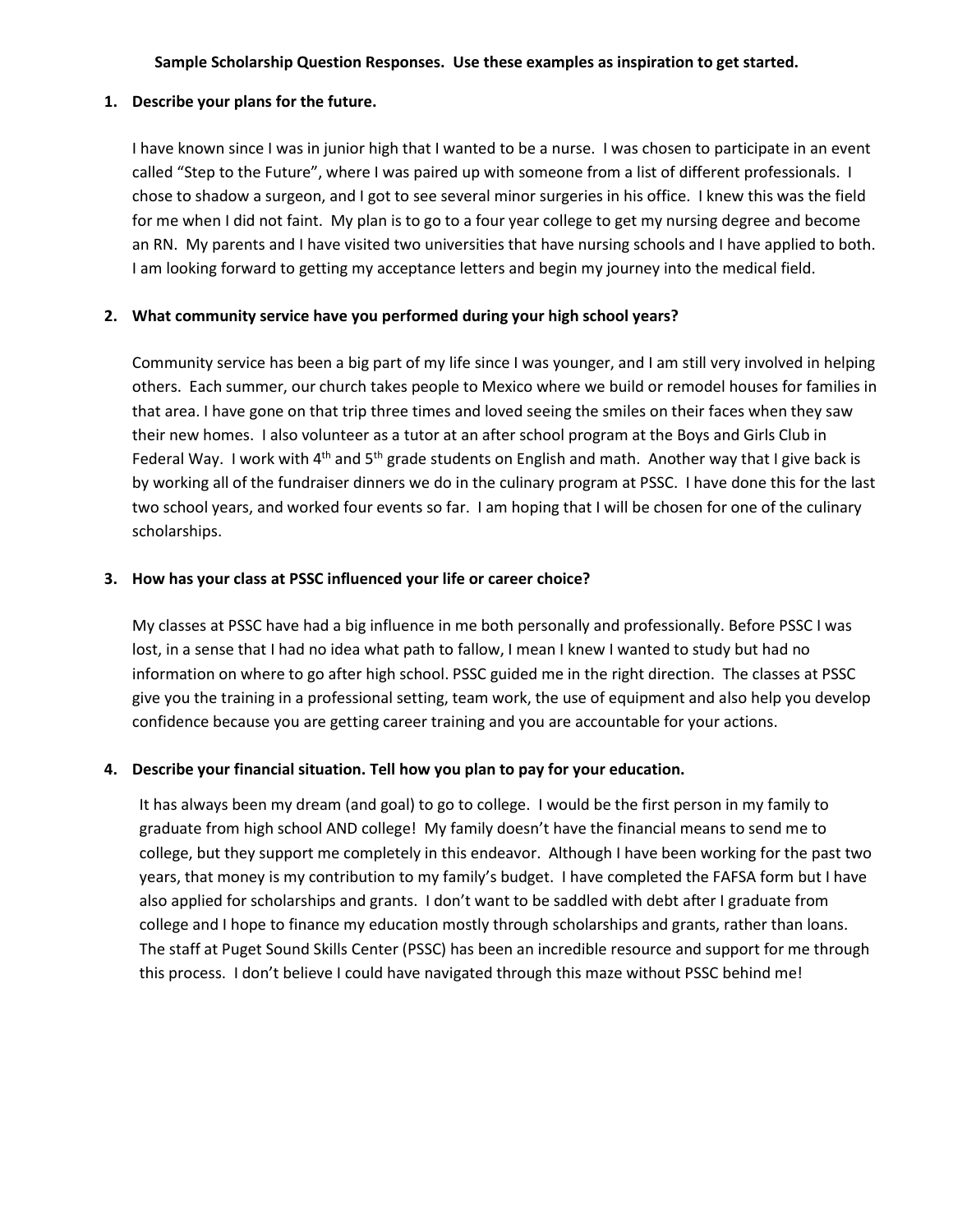**Sample Scholarship Question Responses. Use these examples as inspiration to get started.**

1. **Describe your plans for the future.**

   I have known since I was in junior high that I wanted to be a nurse. I was chosen to participate in an event called "Step to the Future", where I was paired up with someone from a list of different professionals. I chose to shadow a surgeon, and I got to see several minor surgeries in his office. I knew this was the field for me when I did not faint. My plan is to go to a four year college to get my nursing degree and become an RN. My parents and I have visited two universities that have nursing schools and I have applied to both. I am looking forward to getting my acceptance letters and begin my journey into the medical field.

2. **What community service have you performed during your high school years?**

   Community service has been a big part of my life since I was younger, and I am still very involved in helping others. Each summer, our church takes people to Mexico where we build or remodel houses for families in that area. I have gone on that trip three times and loved seeing the smiles on their faces when they saw their new homes. I also volunteer as a tutor at an after school program at the Boys and Girls Club in Federal Way. I work with 4th and 5th grade students on English and math. Another way that I give back is by working all of the fundraiser dinners we do in the culinary program at PSSC. I have done this for the last two school years, and worked four events so far. I am hoping that I will be chosen for one of the culinary scholarships.

3. **How has your class at PSSC influenced your life or career choice?**

   My classes at PSSC have had a big influence in me both personally and professionally. Before PSSC I was lost, in a sense that I had no idea what path to fallow, I mean I knew I wanted to study but had no information on where to go after high school. PSSC guided me in the right direction. The classes at PSSC give you the training in a professional setting, team work, the use of equipment and also help you develop confidence because you are getting career training and you are accountable for your actions.

4. **Describe your financial situation. Tell how you plan to pay for your education.**

   It has always been my dream (and goal) to go to college. I would be the first person in my family to graduate from high school AND college! My family doesn't have the financial means to send me to college, but they support me completely in this endeavor. Although I have been working for the past two years, that money is my contribution to my family's budget. I have completed the FAFSA form but I have also applied for scholarships and grants. I don't want to be saddled with debt after I graduate from college and I hope to finance my education mostly through scholarships and grants, rather than loans. The staff at Puget Sound Skills Center (PSSC) has been an incredible resource and support for me through this process. I don't believe I could have navigated through this maze without PSSC behind me!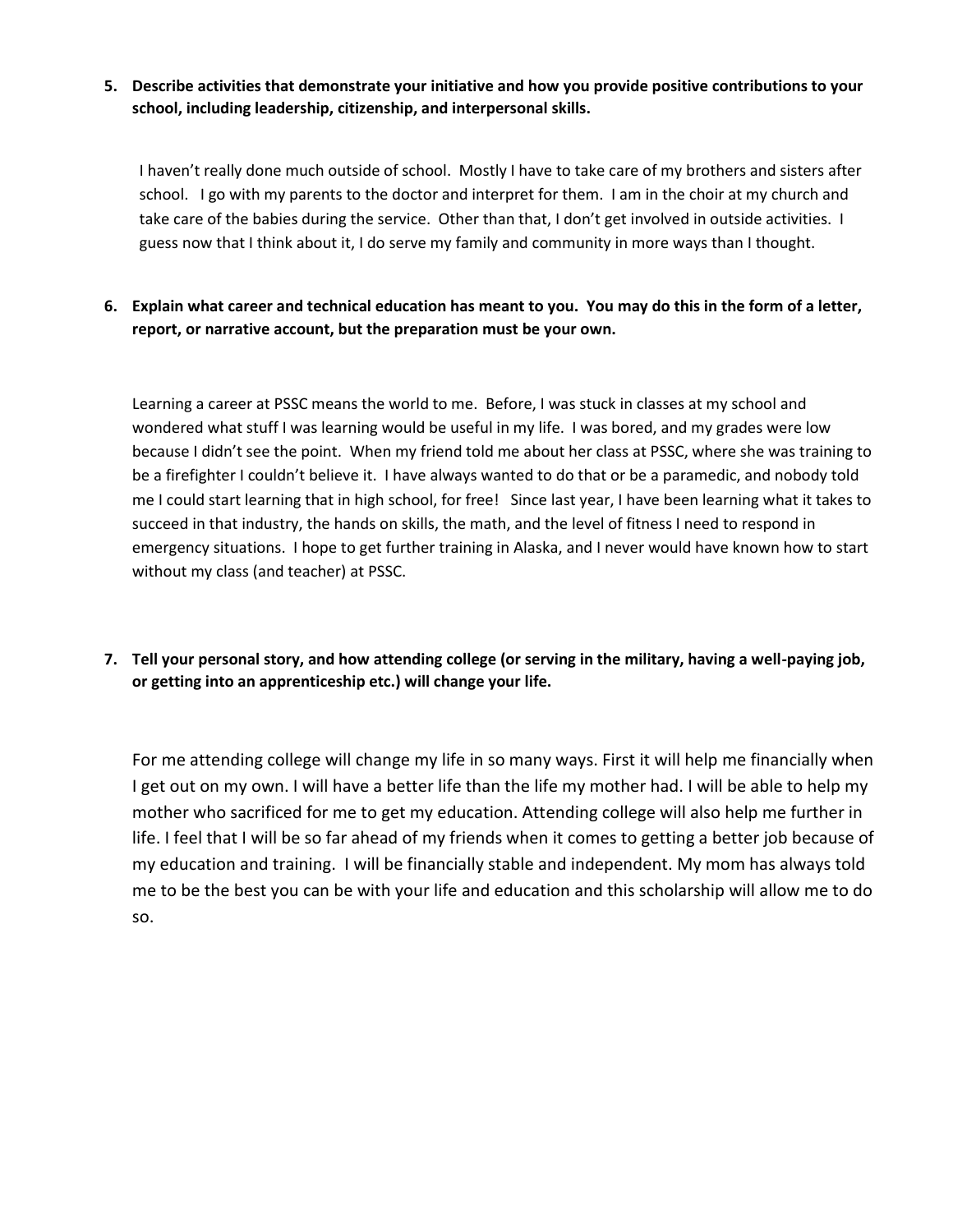**5. Describe activities that demonstrate your initiative and how you provide positive contributions to your school, including leadership, citizenship, and interpersonal skills.**

I haven't really done much outside of school. Mostly I have to take care of my brothers and sisters after school. I go with my parents to the doctor and interpret for them. I am in the choir at my church and take care of the babies during the service. Other than that, I don't get involved in outside activities. I guess now that I think about it, I do serve my family and community in more ways than I thought.

**6. Explain what career and technical education has meant to you. You may do this in the form of a letter, report, or narrative account, but the preparation must be your own.**

Learning a career at PSSC means the world to me. Before, I was stuck in classes at my school and wondered what stuff I was learning would be useful in my life. I was bored, and my grades were low because I didn't see the point. When my friend told me about her class at PSSC, where she was training to be a firefighter I couldn't believe it. I have always wanted to do that or be a paramedic, and nobody told me I could start learning that in high school, for free! Since last year, I have been learning what it takes to succeed in that industry, the hands on skills, the math, and the level of fitness I need to respond in emergency situations. I hope to get further training in Alaska, and I never would have known how to start without my class (and teacher) at PSSC.

**7. Tell your personal story, and how attending college (or serving in the military, having a well-paying job, or getting into an apprenticeship etc.) will change your life.**

For me attending college will change my life in so many ways. First it will help me financially when I get out on my own. I will have a better life than the life my mother had. I will be able to help my mother who sacrificed for me to get my education. Attending college will also help me further in life. I feel that I will be so far ahead of my friends when it comes to getting a better job because of my education and training. I will be financially stable and independent. My mom has always told me to be the best you can be with your life and education and this scholarship will allow me to do so.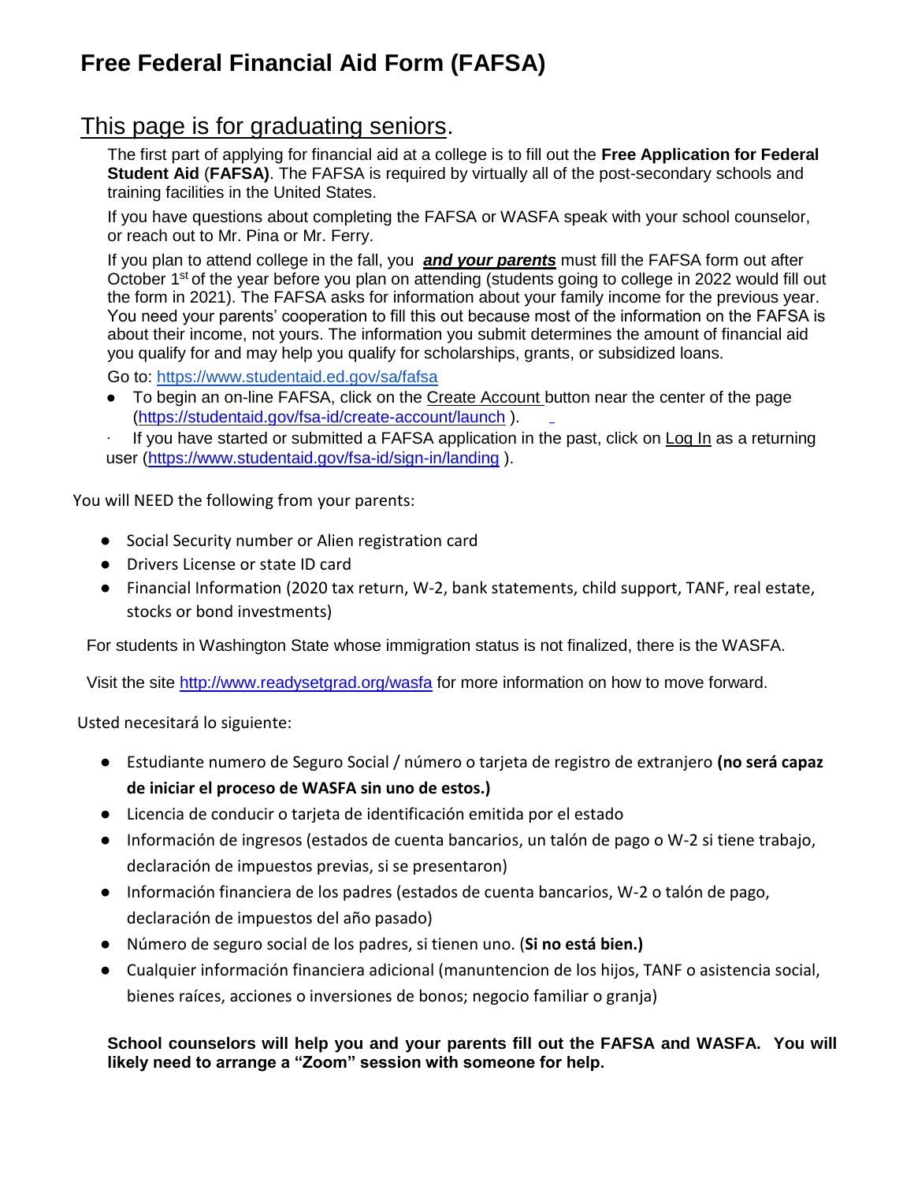# Free Federal Financial Aid Form (FAFSA)

## This page is for graduating seniors.

The first part of applying for financial aid at a college is to fill out the **Free Application for Federal Student Aid** (**FAFSA)**. The FAFSA is required by virtually all of the post-secondary schools and training facilities in the United States.

If you have questions about completing the FAFSA or WASFA speak with your school counselor, or reach out to Mr. Pina or Mr. Ferry.

If you plan to attend college in the fall, you ***and your parents*** must fill the FAFSA form out after October 1st of the year before you plan on attending (students going to college in 2022 would fill out the form in 2021). The FAFSA asks for information about your family income for the previous year. You need your parents' cooperation to fill this out because most of the information on the FAFSA is about their income, not yours. The information you submit determines the amount of financial aid you qualify for and may help you qualify for scholarships, grants, or subsidized loans.

Go to: https://www.studentaid.ed.gov/sa/fafsa

- To begin an on-line FAFSA, click on the Create Account button near the center of the page (https://studentaid.gov/fsa-id/create-account/launch ).
- If you have started or submitted a FAFSA application in the past, click on Log In as a returning user (https://www.studentaid.gov/fsa-id/sign-in/landing ).

You will NEED the following from your parents:

- Social Security number or Alien registration card
- Drivers License or state ID card
- Financial Information (2020 tax return, W-2, bank statements, child support, TANF, real estate, stocks or bond investments)

For students in Washington State whose immigration status is not finalized, there is the WASFA.

Visit the site http://www.readysetgrad.org/wasfa for more information on how to move forward.

Usted necesitará lo siguiente:

- Estudiante numero de Seguro Social / número o tarjeta de registro de extranjero **(no será capaz de iniciar el proceso de WASFA sin uno de estos.)**
- Licencia de conducir o tarjeta de identificación emitida por el estado
- Información de ingresos (estados de cuenta bancarios, un talón de pago o W-2 si tiene trabajo, declaración de impuestos previas, si se presentaron)
- Información financiera de los padres (estados de cuenta bancarios, W-2 o talón de pago, declaración de impuestos del año pasado)
- Número de seguro social de los padres, si tienen uno. (**Si no está bien.)**
- Cualquier información financiera adicional (manuntencion de los hijos, TANF o asistencia social, bienes raíces, acciones o inversiones de bonos; negocio familiar o granja)

**School counselors will help you and your parents fill out the FAFSA and WASFA. You will likely need to arrange a "Zoom" session with someone for help.**